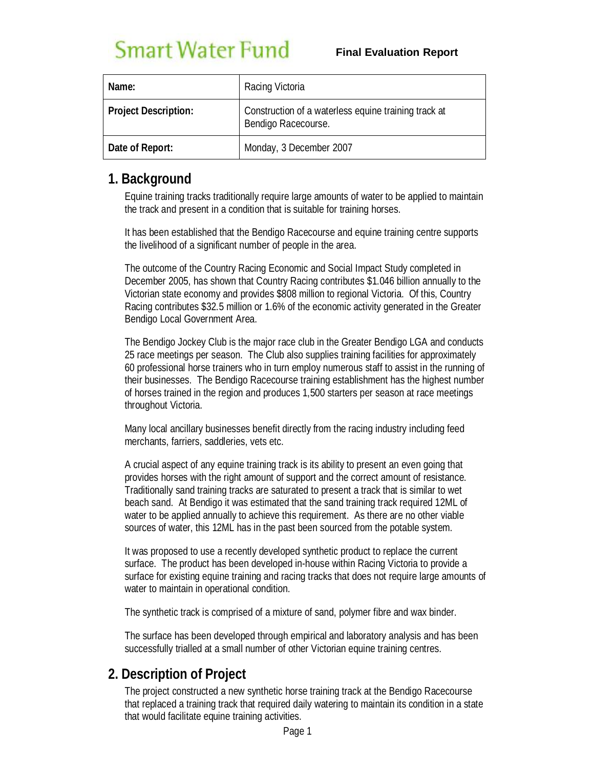Smart Water Fund

**Final Evaluation Report**

| Name: | Racing Victoria |
| --- | --- |
| Project Description: | Construction of a waterless equine training track at Bendigo Racecourse. |
| Date of Report: | Monday, 3 December 2007 |

## 1. Background

Equine training tracks traditionally require large amounts of water to be applied to maintain the track and present in a condition that is suitable for training horses.

It has been established that the Bendigo Racecourse and equine training centre supports the livelihood of a significant number of people in the area.

The outcome of the Country Racing Economic and Social Impact Study completed in December 2005, has shown that Country Racing contributes $1.046 billion annually to the Victorian state economy and provides $808 million to regional Victoria. Of this, Country Racing contributes $32.5 million or 1.6% of the economic activity generated in the Greater Bendigo Local Government Area.

The Bendigo Jockey Club is the major race club in the Greater Bendigo LGA and conducts 25 race meetings per season. The Club also supplies training facilities for approximately 60 professional horse trainers who in turn employ numerous staff to assist in the running of their businesses. The Bendigo Racecourse training establishment has the highest number of horses trained in the region and produces 1,500 starters per season at race meetings throughout Victoria.

Many local ancillary businesses benefit directly from the racing industry including feed merchants, farriers, saddleries, vets etc.

A crucial aspect of any equine training track is its ability to present an even going that provides horses with the right amount of support and the correct amount of resistance. Traditionally sand training tracks are saturated to present a track that is similar to wet beach sand. At Bendigo it was estimated that the sand training track required 12ML of water to be applied annually to achieve this requirement. As there are no other viable sources of water, this 12ML has in the past been sourced from the potable system.

It was proposed to use a recently developed synthetic product to replace the current surface. The product has been developed in-house within Racing Victoria to provide a surface for existing equine training and racing tracks that does not require large amounts of water to maintain in operational condition.

The synthetic track is comprised of a mixture of sand, polymer fibre and wax binder.

The surface has been developed through empirical and laboratory analysis and has been successfully trialled at a small number of other Victorian equine training centres.

## 2. Description of Project

The project constructed a new synthetic horse training track at the Bendigo Racecourse that replaced a training track that required daily watering to maintain its condition in a state that would facilitate equine training activities.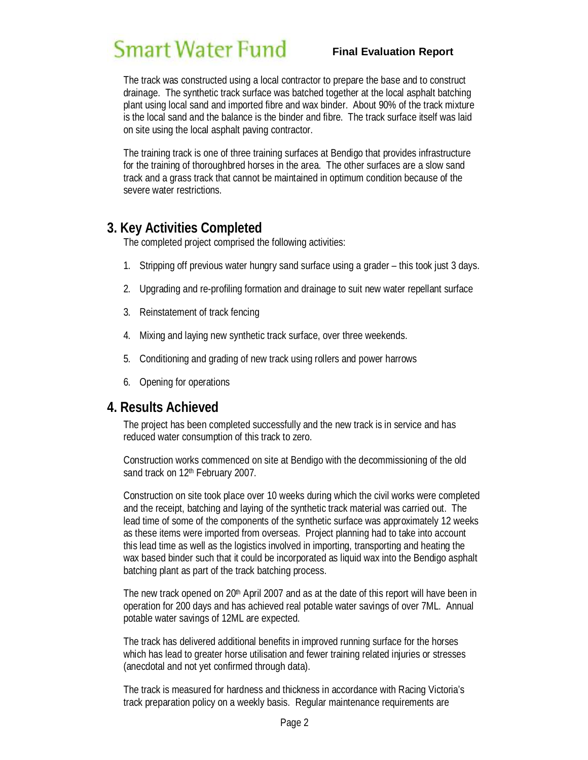The track was constructed using a local contractor to prepare the base and to construct drainage. The synthetic track surface was batched together at the local asphalt batching plant using local sand and imported fibre and wax binder. About 90% of the track mixture is the local sand and the balance is the binder and fibre. The track surface itself was laid on site using the local asphalt paving contractor.

The training track is one of three training surfaces at Bendigo that provides infrastructure for the training of thoroughbred horses in the area. The other surfaces are a slow sand track and a grass track that cannot be maintained in optimum condition because of the severe water restrictions.

## 3. Key Activities Completed

The completed project comprised the following activities:

1. Stripping off previous water hungry sand surface using a grader – this took just 3 days.
2. Upgrading and re-profiling formation and drainage to suit new water repellant surface
3. Reinstatement of track fencing
4. Mixing and laying new synthetic track surface, over three weekends.
5. Conditioning and grading of new track using rollers and power harrows
6. Opening for operations

## 4. Results Achieved

The project has been completed successfully and the new track is in service and has reduced water consumption of this track to zero.

Construction works commenced on site at Bendigo with the decommissioning of the old sand track on 12th February 2007.

Construction on site took place over 10 weeks during which the civil works were completed and the receipt, batching and laying of the synthetic track material was carried out. The lead time of some of the components of the synthetic surface was approximately 12 weeks as these items were imported from overseas. Project planning had to take into account this lead time as well as the logistics involved in importing, transporting and heating the wax based binder such that it could be incorporated as liquid wax into the Bendigo asphalt batching plant as part of the track batching process.

The new track opened on 20th April 2007 and as at the date of this report will have been in operation for 200 days and has achieved real potable water savings of over 7ML. Annual potable water savings of 12ML are expected.

The track has delivered additional benefits in improved running surface for the horses which has lead to greater horse utilisation and fewer training related injuries or stresses (anecdotal and not yet confirmed through data).

The track is measured for hardness and thickness in accordance with Racing Victoria's track preparation policy on a weekly basis. Regular maintenance requirements are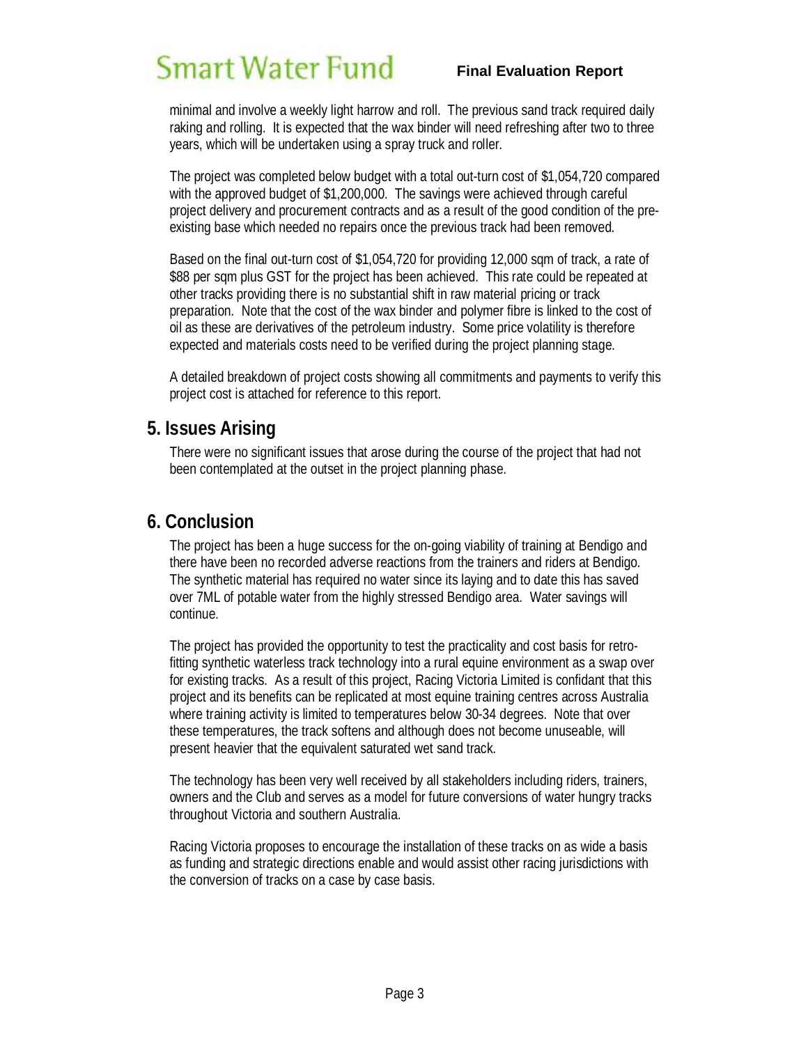minimal and involve a weekly light harrow and roll. The previous sand track required daily raking and rolling. It is expected that the wax binder will need refreshing after two to three years, which will be undertaken using a spray truck and roller.

The project was completed below budget with a total out-turn cost of $1,054,720 compared with the approved budget of $1,200,000. The savings were achieved through careful project delivery and procurement contracts and as a result of the good condition of the pre-existing base which needed no repairs once the previous track had been removed.

Based on the final out-turn cost of $1,054,720 for providing 12,000 sqm of track, a rate of $88 per sqm plus GST for the project has been achieved. This rate could be repeated at other tracks providing there is no substantial shift in raw material pricing or track preparation. Note that the cost of the wax binder and polymer fibre is linked to the cost of oil as these are derivatives of the petroleum industry. Some price volatility is therefore expected and materials costs need to be verified during the project planning stage.

A detailed breakdown of project costs showing all commitments and payments to verify this project cost is attached for reference to this report.

## 5. Issues Arising

There were no significant issues that arose during the course of the project that had not been contemplated at the outset in the project planning phase.

## 6. Conclusion

The project has been a huge success for the on-going viability of training at Bendigo and there have been no recorded adverse reactions from the trainers and riders at Bendigo. The synthetic material has required no water since its laying and to date this has saved over 7ML of potable water from the highly stressed Bendigo area. Water savings will continue.

The project has provided the opportunity to test the practicality and cost basis for retro-fitting synthetic waterless track technology into a rural equine environment as a swap over for existing tracks. As a result of this project, Racing Victoria Limited is confidant that this project and its benefits can be replicated at most equine training centres across Australia where training activity is limited to temperatures below 30-34 degrees. Note that over these temperatures, the track softens and although does not become unuseable, will present heavier that the equivalent saturated wet sand track.

The technology has been very well received by all stakeholders including riders, trainers, owners and the Club and serves as a model for future conversions of water hungry tracks throughout Victoria and southern Australia.

Racing Victoria proposes to encourage the installation of these tracks on as wide a basis as funding and strategic directions enable and would assist other racing jurisdictions with the conversion of tracks on a case by case basis.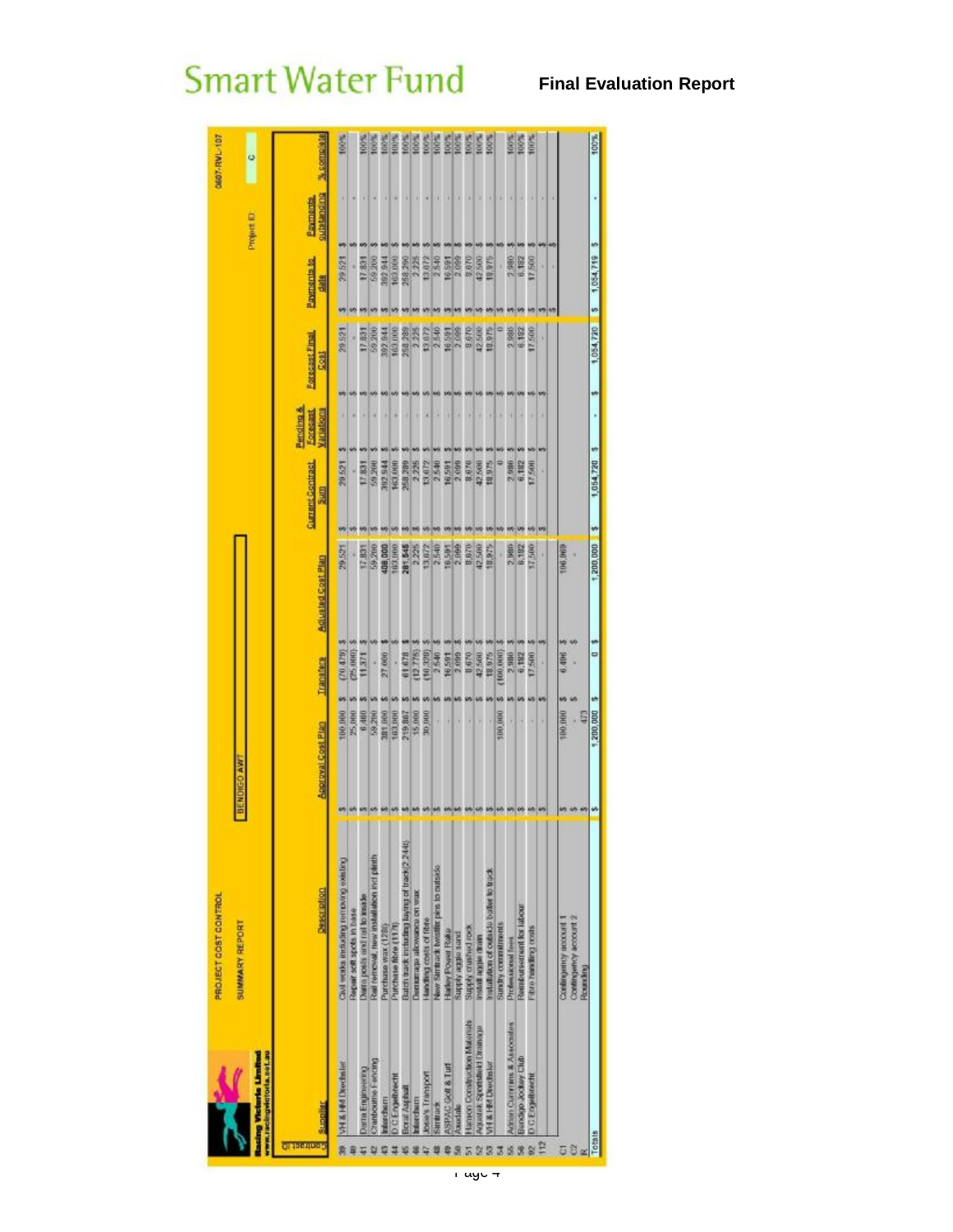**PROJECT COST CONTROL**

**SUMMARY REPORT** — BENDIGO AWT

Project ID: 0607-RVL-107 — C

| Cost Code | Supplier | Description | Approval Cost Plan | Transfers | Adjusted Cost Plan | Current Contract Sum | Pending & Forecast Variations | Forecast Final Cost | Payments to date | Payments outstanding | % complete |
|---|---|---|---|---|---|---|---|---|---|---|---|
| 39 | VH & HM Dechsler | Civil works including removing existing | $ 100,000 | $ (70,479) | $ 29,521 | $ 29,521 | $ - | $ 29,521 | $ 29,521 | $ - | 100% |
| 40 | | Repair soft spots in base | $ 25,000 | $ (25,000) | $ - | $ - | $ - | $ - | $ - | $ - | |
| 41 | Dams Engineering | Dams posts and rail to inside | $ 6,460 | $ 11,371 | $ 17,831 | $ 17,831 | $ - | $ 17,831 | $ 17,831 | $ - | 100% |
| 42 | Cranbourne Fencing | Rail removal, new installation incl plinth | $ 59,200 | $ - | $ 59,200 | $ 59,200 | $ - | $ 59,200 | $ 59,200 | $ - | 100% |
| 43 | Interchem | Purchase wax (128t) | $ 381,000 | $ 27,000 | $ 408,000 | $ 392,944 | $ - | $ 392,944 | $ 392,944 | $ - | 100% |
| 44 | D C Engelbrecht | Purchase fibre (11t) | $ 163,000 | $ - | $ 163,000 | $ 163,000 | $ - | $ 163,000 | $ 163,000 | $ - | 100% |
| 45 | Boral Asphalt | Batch track including laying of track(2,244t) | $ 219,867 | $ 61,678 | $ 281,545 | $ 258,289 | $ - | $ 258,289 | $ 258,289 | $ - | 100% |
| 46 | Interchem | Demurrage allowance on wax | $ 15,000 | $ (12,775) | $ 2,225 | $ 2,225 | $ - | $ 2,225 | $ 2,225 | $ - | 100% |
| 47 | Jekel's Transport | Handling costs of fibre | $ 30,000 | $ (16,328) | $ 13,672 | $ 13,672 | $ - | $ 13,672 | $ 13,672 | $ - | 100% |
| 48 | Sintrack | New Sintrack breakfix pins to outside | $ - | $ 2,540 | $ 2,540 | $ 2,540 | $ - | $ 2,540 | $ 2,540 | $ - | 100% |
| 49 | ASPAC Golf & Turf | Harley Power Rake | $ - | $ 16,591 | $ 16,591 | $ 16,591 | $ - | $ 16,591 | $ 16,591 | $ - | 100% |
| 50 | Ausdale | Supply apple sand | $ - | $ 2,099 | $ 2,099 | $ 2,099 | $ - | $ 2,099 | $ 2,099 | $ - | 100% |
| 51 | Hanson Construction Materials | Supply crushed rock | $ - | $ 8,670 | $ 8,670 | $ 8,670 | $ - | $ 8,670 | $ 8,670 | $ - | 100% |
| 52 | Aquatek Sportsfield Drainage | Install apple drain | $ - | $ 42,500 | $ 42,500 | $ 42,500 | $ - | $ 42,500 | $ 42,500 | $ - | 100% |
| 53 | VH & HM Dechsler | Installation of outside batter to track | $ - | $ 18,975 | $ 18,975 | $ 18,975 | $ - | $ 18,975 | $ 18,975 | $ - | 100% |
| 54 | | Sundry commitments | $ 100,000 | $ (100,000) | $ - | $ 0 | $ - | $ 0 | $ - | $ - | |
| 55 | Adrian Cummins & Associates | Professional fees | $ - | $ 2,980 | $ 2,980 | $ 2,980 | $ - | $ 2,980 | $ 2,980 | $ - | 100% |
| 56 | Bendigo Jockey Club | Reimbursement for labour | $ - | $ 6,182 | $ 6,182 | $ 6,182 | $ - | $ 6,182 | $ 6,182 | $ - | 100% |
| 92 | D C Engelbrecht | Fibre handling costs | $ - | $ 17,500 | $ 17,500 | $ 17,500 | $ - | $ 17,500 | $ 17,500 | $ - | 100% |
| 112 | | | $ - | $ - | $ - | $ - | $ - | $ - | $ - | $ - | |
| C1 | | Contingency account 1 | $ 100,000 | $ 6,496 | $ 106,969 | | | | | | |
| C2 | | Contingency account 2 | $ - | $ - | $ - | | | | | | |
| R | | Rounding | $ 473 | | | | | | | | |
| Totals | | | $ 1,200,000 | $ 0 | $ 1,200,000 | $ 1,054,720 | $ - | $ 1,054,720 | $ 1,054,719 | $ - | 100% |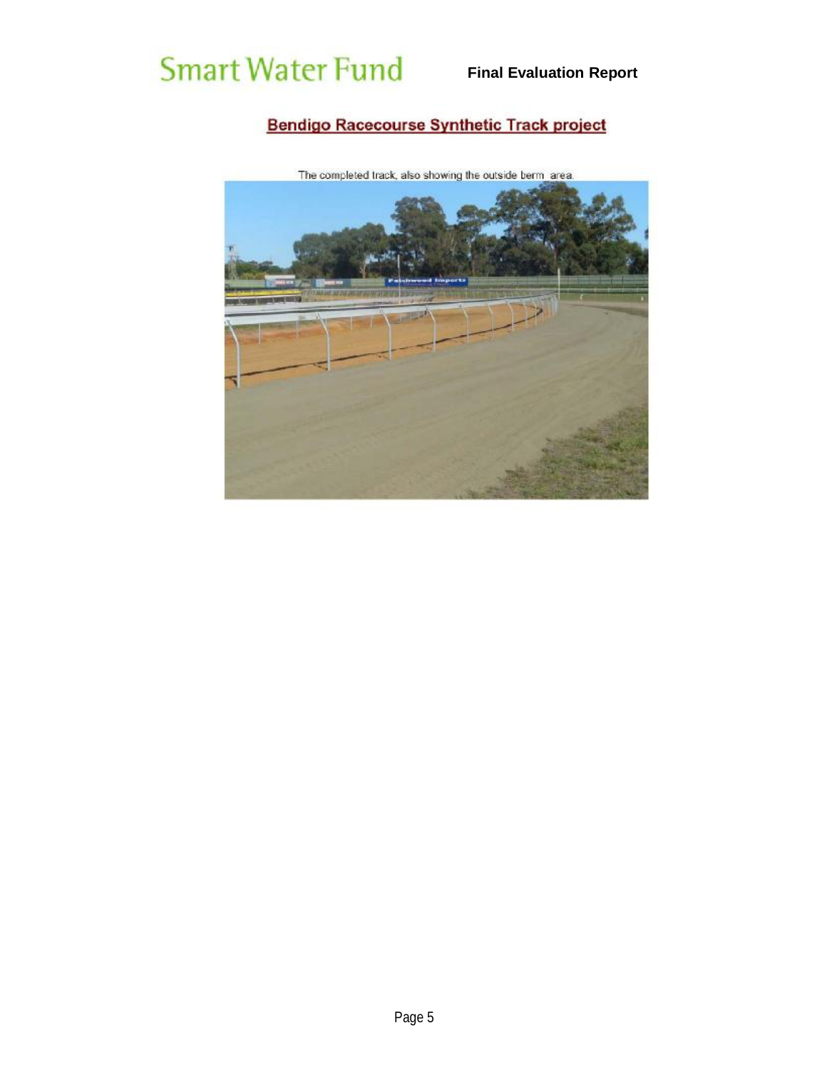## Bendigo Racecourse Synthetic Track project

The completed track, also showing the outside berm area.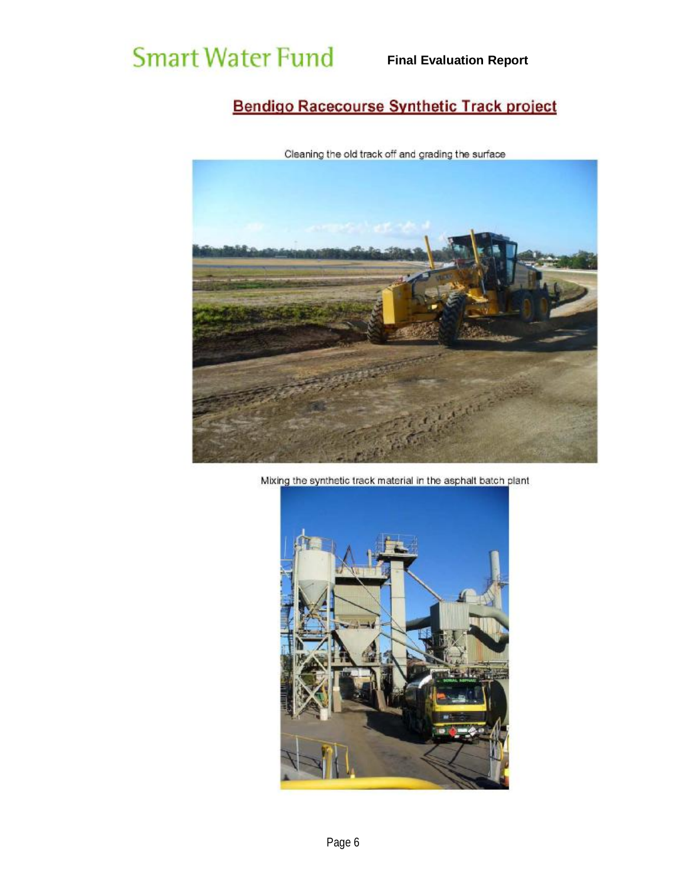## Bendigo Racecourse Synthetic Track project

Cleaning the old track off and grading the surface

Mixing the synthetic track material in the asphalt batch plant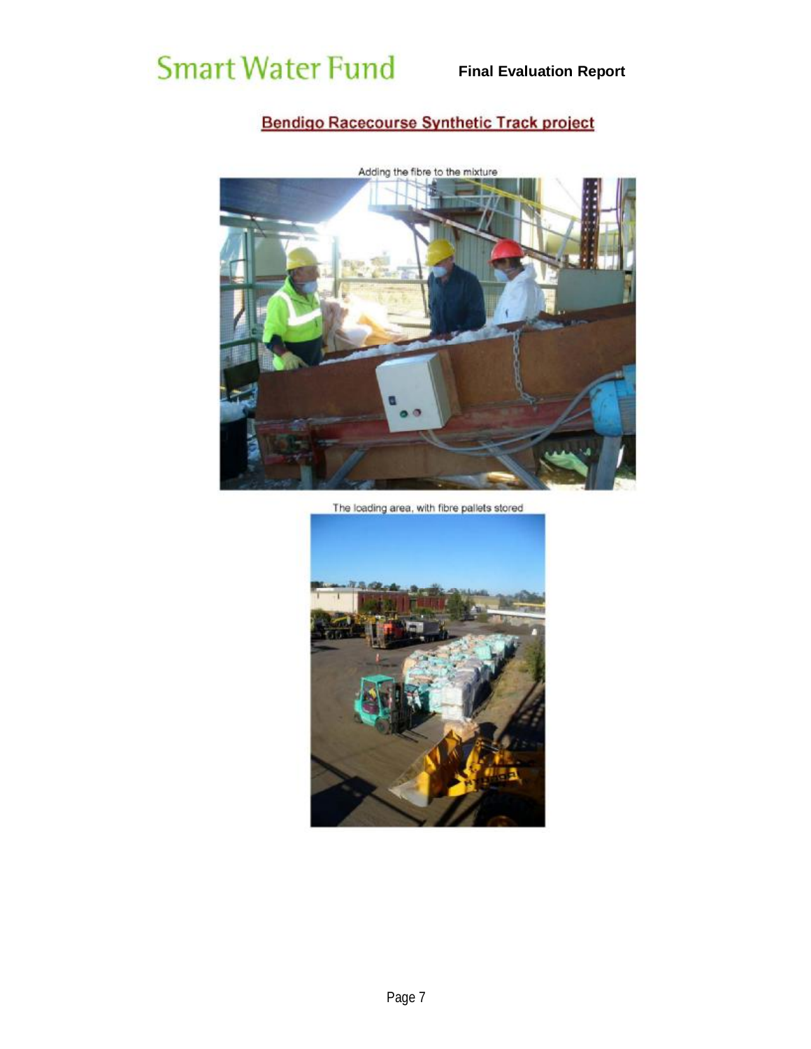## Bendigo Racecourse Synthetic Track project

Adding the fibre to the mixture

The loading area, with fibre pallets stored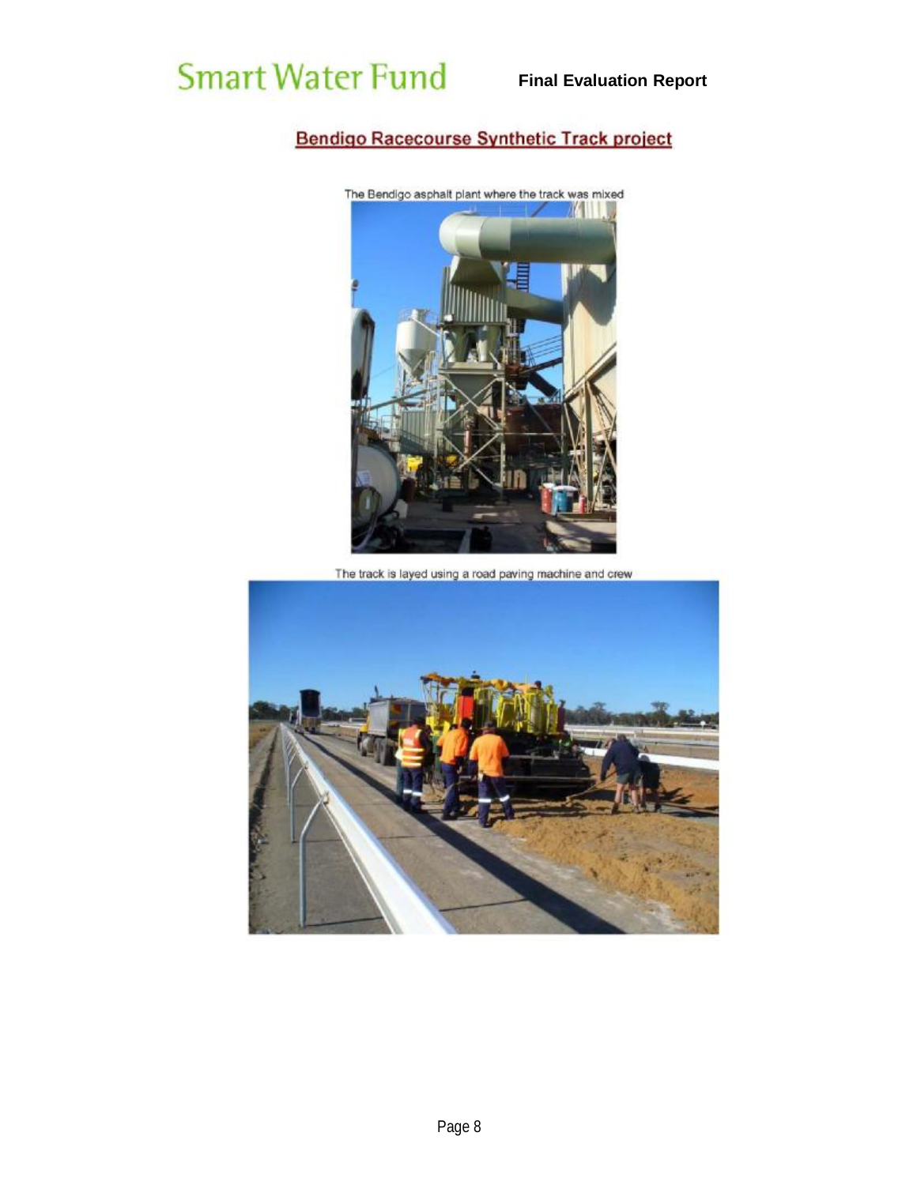## Bendigo Racecourse Synthetic Track project

The Bendigo asphalt plant where the track was mixed

The track is layed using a road paving machine and crew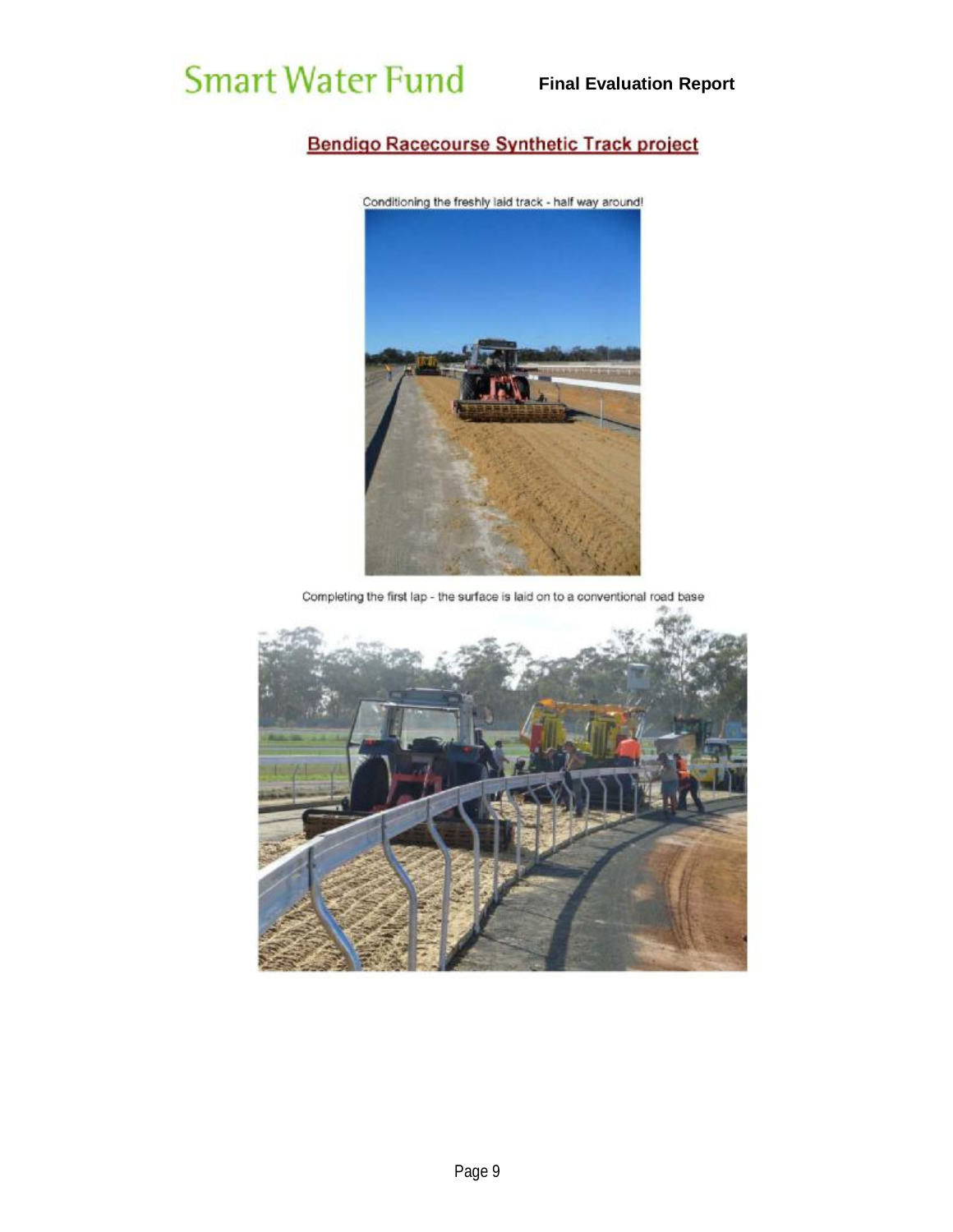## Bendigo Racecourse Synthetic Track project

Conditioning the freshly laid track - half way around!

Completing the first lap - the surface is laid on to a conventional road base